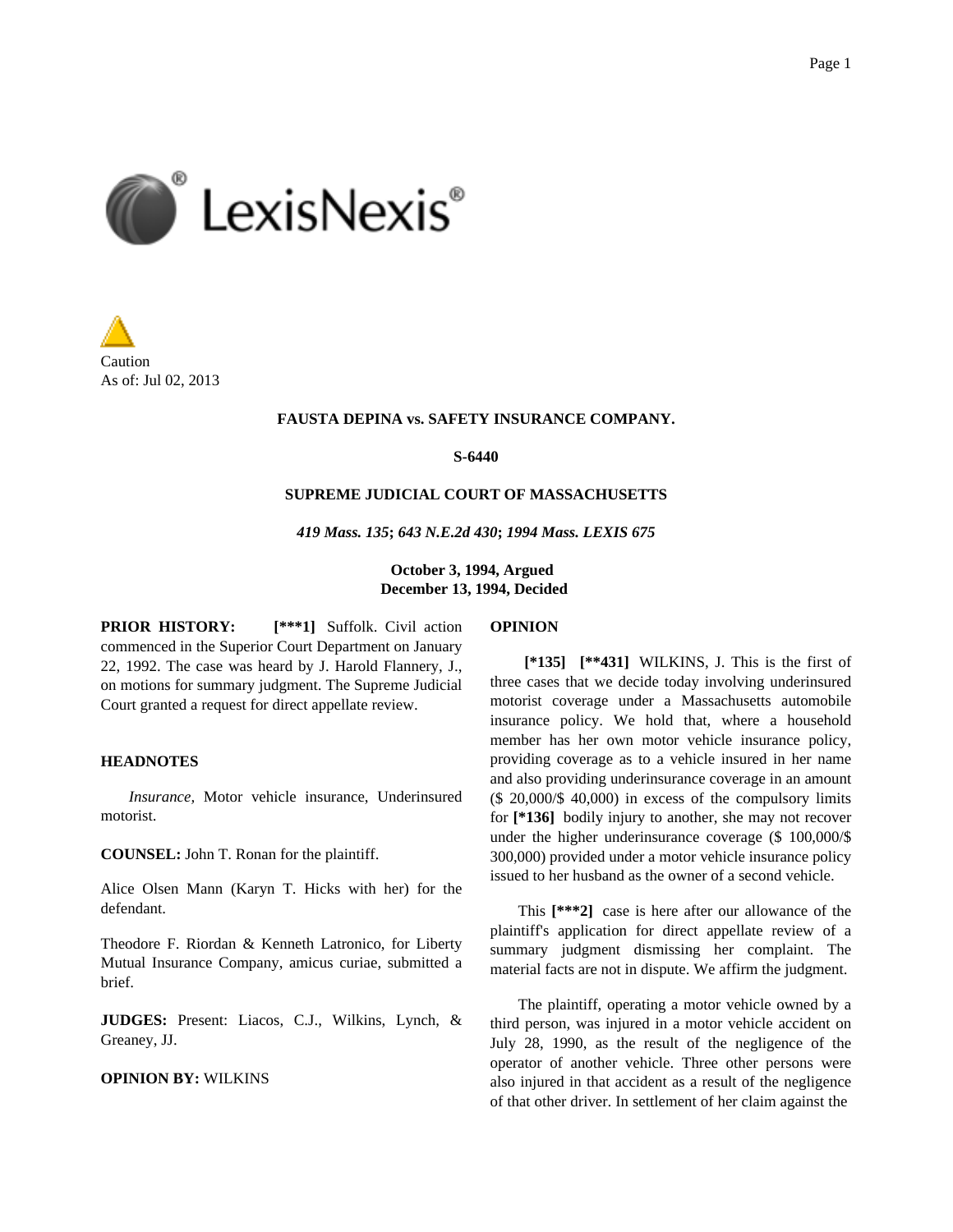Caution
As of: Jul 02, 2013

**FAUSTA DEPINA vs. SAFETY INSURANCE COMPANY.**

**S-6440**

**SUPREME JUDICIAL COURT OF MASSACHUSETTS**

***419 Mass. 135*; *643 N.E.2d 430*; *1994 Mass. LEXIS 675***

**October 3, 1994, Argued**
**December 13, 1994, Decided**

**PRIOR HISTORY:** **[***1]** Suffolk. Civil action commenced in the Superior Court Department on January 22, 1992. The case was heard by J. Harold Flannery, J., on motions for summary judgment. The Supreme Judicial Court granted a request for direct appellate review.

**HEADNOTES**

*Insurance,* Motor vehicle insurance, Underinsured motorist.

**COUNSEL:** John T. Ronan for the plaintiff.

Alice Olsen Mann (Karyn T. Hicks with her) for the defendant.

Theodore F. Riordan & Kenneth Latronico, for Liberty Mutual Insurance Company, amicus curiae, submitted a brief.

**JUDGES:** Present: Liacos, C.J., Wilkins, Lynch, & Greaney, JJ.

**OPINION BY:** WILKINS

**OPINION**

**[*135]** **[**431]** WILKINS, J. This is the first of three cases that we decide today involving underinsured motorist coverage under a Massachusetts automobile insurance policy. We hold that, where a household member has her own motor vehicle insurance policy, providing coverage as to a vehicle insured in her name and also providing underinsurance coverage in an amount ($ 20,000/$ 40,000) in excess of the compulsory limits for **[*136]** bodily injury to another, she may not recover under the higher underinsurance coverage ($ 100,000/$ 300,000) provided under a motor vehicle insurance policy issued to her husband as the owner of a second vehicle.

This **[***2]** case is here after our allowance of the plaintiff's application for direct appellate review of a summary judgment dismissing her complaint. The material facts are not in dispute. We affirm the judgment.

The plaintiff, operating a motor vehicle owned by a third person, was injured in a motor vehicle accident on July 28, 1990, as the result of the negligence of the operator of another vehicle. Three other persons were also injured in that accident as a result of the negligence of that other driver. In settlement of her claim against the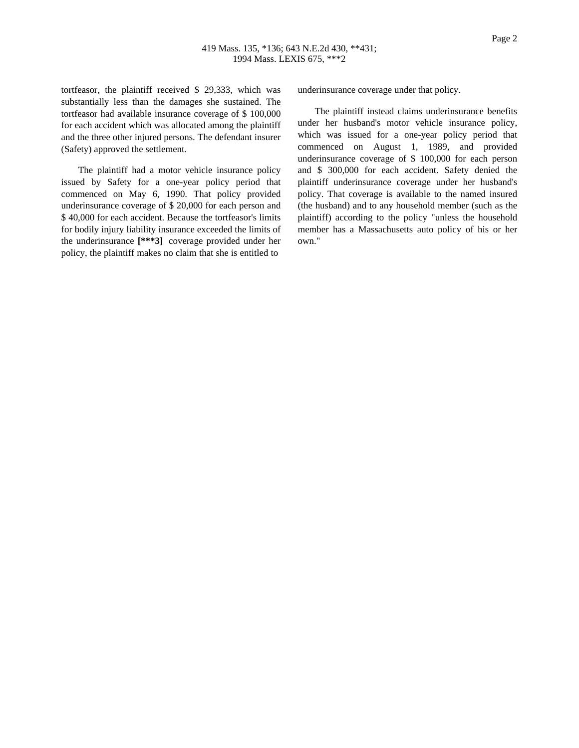tortfeasor, the plaintiff received $ 29,333, which was substantially less than the damages she sustained. The tortfeasor had available insurance coverage of $ 100,000 for each accident which was allocated among the plaintiff and the three other injured persons. The defendant insurer (Safety) approved the settlement.

The plaintiff had a motor vehicle insurance policy issued by Safety for a one-year policy period that commenced on May 6, 1990. That policy provided underinsurance coverage of $ 20,000 for each person and $ 40,000 for each accident. Because the tortfeasor's limits for bodily injury liability insurance exceeded the limits of the underinsurance **[***3]** coverage provided under her policy, the plaintiff makes no claim that she is entitled to underinsurance coverage under that policy.

The plaintiff instead claims underinsurance benefits under her husband's motor vehicle insurance policy, which was issued for a one-year policy period that commenced on August 1, 1989, and provided underinsurance coverage of $ 100,000 for each person and $ 300,000 for each accident. Safety denied the plaintiff underinsurance coverage under her husband's policy. That coverage is available to the named insured (the husband) and to any household member (such as the plaintiff) according to the policy "unless the household member has a Massachusetts auto policy of his or her own."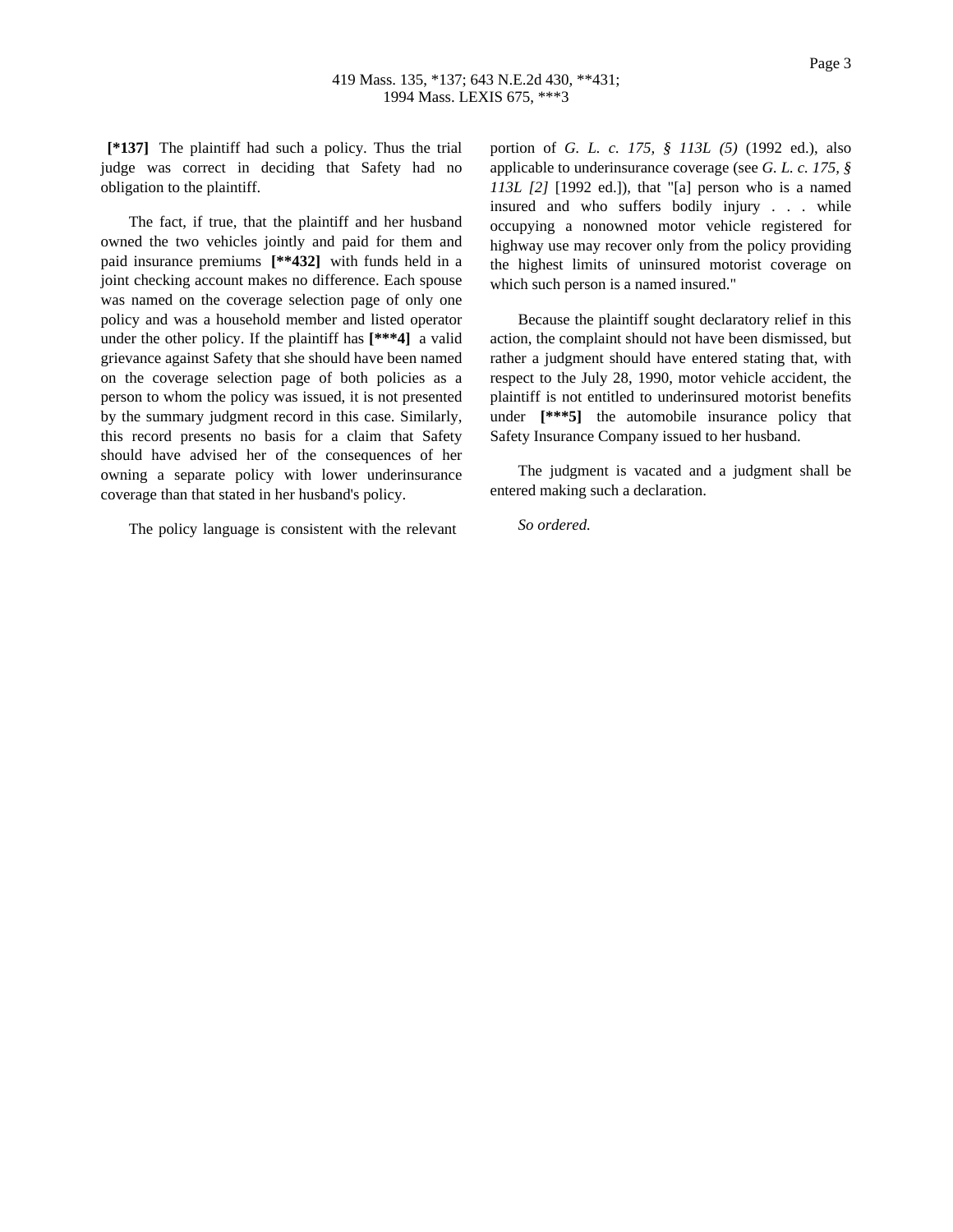[*137] The plaintiff had such a policy. Thus the trial judge was correct in deciding that Safety had no obligation to the plaintiff.

The fact, if true, that the plaintiff and her husband owned the two vehicles jointly and paid for them and paid insurance premiums [**432] with funds held in a joint checking account makes no difference. Each spouse was named on the coverage selection page of only one policy and was a household member and listed operator under the other policy. If the plaintiff has [***4] a valid grievance against Safety that she should have been named on the coverage selection page of both policies as a person to whom the policy was issued, it is not presented by the summary judgment record in this case. Similarly, this record presents no basis for a claim that Safety should have advised her of the consequences of her owning a separate policy with lower underinsurance coverage than that stated in her husband's policy.

The policy language is consistent with the relevant portion of *G. L. c. 175, § 113L (5)* (1992 ed.), also applicable to underinsurance coverage (see *G. L. c. 175, § 113L [2]* [1992 ed.]), that "[a] person who is a named insured and who suffers bodily injury . . . while occupying a nonowned motor vehicle registered for highway use may recover only from the policy providing the highest limits of uninsured motorist coverage on which such person is a named insured."

Because the plaintiff sought declaratory relief in this action, the complaint should not have been dismissed, but rather a judgment should have entered stating that, with respect to the July 28, 1990, motor vehicle accident, the plaintiff is not entitled to underinsured motorist benefits under [***5] the automobile insurance policy that Safety Insurance Company issued to her husband.

The judgment is vacated and a judgment shall be entered making such a declaration.

*So ordered.*